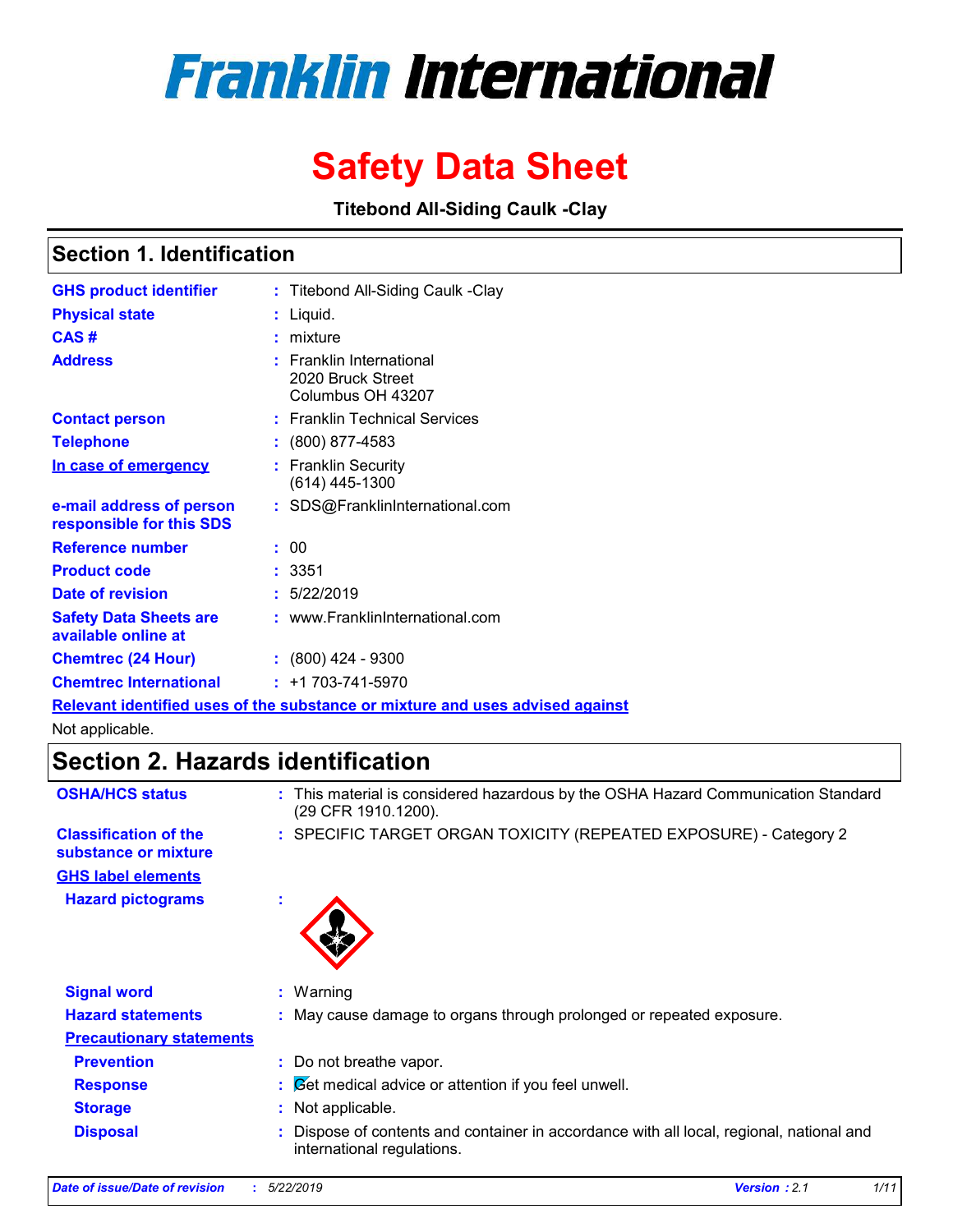# Franklin International

# Safety Data Sheet

**Titebond All-Siding Caulk -Clay**

## Section 1. Identification

| | | |
|---|---|---|
| **GHS product identifier** | : | Titebond All-Siding Caulk -Clay |
| **Physical state** | : | Liquid. |
| **CAS #** | : | mixture |
| **Address** | : | Franklin International<br>2020 Bruck Street<br>Columbus OH 43207 |
| **Contact person** | : | Franklin Technical Services |
| **Telephone** | : | (800) 877-4583 |
| **In case of emergency** | : | Franklin Security<br>(614) 445-1300 |
| **e-mail address of person responsible for this SDS** | : | SDS@FranklinInternational.com |
| **Reference number** | : | 00 |
| **Product code** | : | 3351 |
| **Date of revision** | : | 5/22/2019 |
| **Safety Data Sheets are available online at** | : | www.FranklinInternational.com |
| **Chemtrec (24 Hour)** | : | (800) 424 - 9300 |
| **Chemtrec International** | : | +1 703-741-5970 |

**Relevant identified uses of the substance or mixture and uses advised against**

Not applicable.

## Section 2. Hazards identification

| | | |
|---|---|---|
| **OSHA/HCS status** | : | This material is considered hazardous by the OSHA Hazard Communication Standard (29 CFR 1910.1200). |
| **Classification of the substance or mixture** | : | SPECIFIC TARGET ORGAN TOXICITY (REPEATED EXPOSURE) - Category 2 |

**GHS label elements**

| | | |
|---|---|---|
| **Hazard pictograms** | : | |
| **Signal word** | : | Warning |
| **Hazard statements** | : | May cause damage to organs through prolonged or repeated exposure. |

**Precautionary statements**

| | | |
|---|---|---|
| **Prevention** | : | Do not breathe vapor. |
| **Response** | : | Get medical advice or attention if you feel unwell. |
| **Storage** | : | Not applicable. |
| **Disposal** | : | Dispose of contents and container in accordance with all local, regional, national and international regulations. |

*Date of issue/Date of revision : 5/22/2019 Version : 2.1*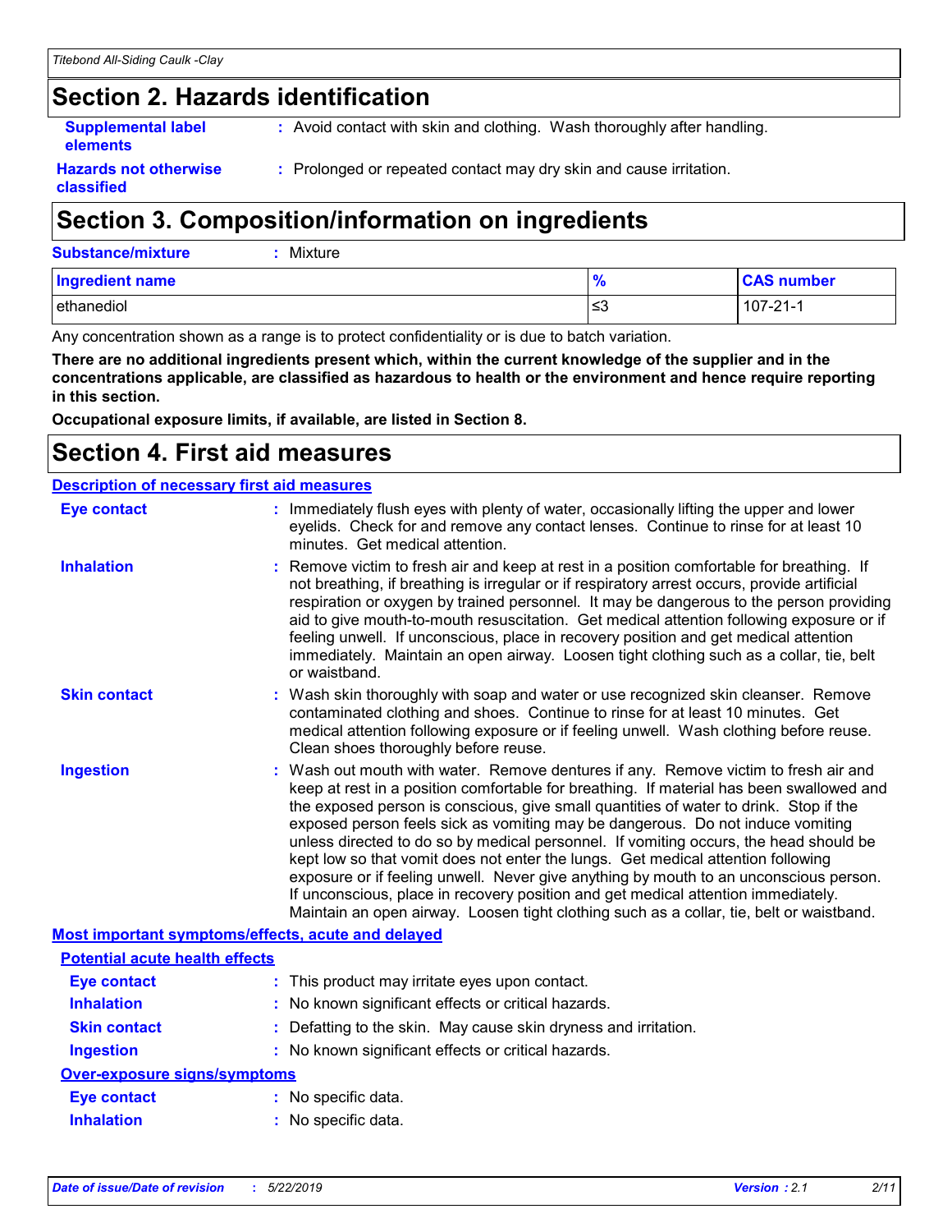## Section 2. Hazards identification

**Supplemental label elements** : Avoid contact with skin and clothing. Wash thoroughly after handling.

**Hazards not otherwise classified** : Prolonged or repeated contact may dry skin and cause irritation.

## Section 3. Composition/information on ingredients

**Substance/mixture** : Mixture

| Ingredient name | % | CAS number |
|---|---|---|
| ethanediol | ≤3 | 107-21-1 |

Any concentration shown as a range is to protect confidentiality or is due to batch variation.

**There are no additional ingredients present which, within the current knowledge of the supplier and in the concentrations applicable, are classified as hazardous to health or the environment and hence require reporting in this section.**

**Occupational exposure limits, if available, are listed in Section 8.**

## Section 4. First aid measures

### Description of necessary first aid measures

**Eye contact** : Immediately flush eyes with plenty of water, occasionally lifting the upper and lower eyelids. Check for and remove any contact lenses. Continue to rinse for at least 10 minutes. Get medical attention.

**Inhalation** : Remove victim to fresh air and keep at rest in a position comfortable for breathing. If not breathing, if breathing is irregular or if respiratory arrest occurs, provide artificial respiration or oxygen by trained personnel. It may be dangerous to the person providing aid to give mouth-to-mouth resuscitation. Get medical attention following exposure or if feeling unwell. If unconscious, place in recovery position and get medical attention immediately. Maintain an open airway. Loosen tight clothing such as a collar, tie, belt or waistband.

**Skin contact** : Wash skin thoroughly with soap and water or use recognized skin cleanser. Remove contaminated clothing and shoes. Continue to rinse for at least 10 minutes. Get medical attention following exposure or if feeling unwell. Wash clothing before reuse. Clean shoes thoroughly before reuse.

**Ingestion** : Wash out mouth with water. Remove dentures if any. Remove victim to fresh air and keep at rest in a position comfortable for breathing. If material has been swallowed and the exposed person is conscious, give small quantities of water to drink. Stop if the exposed person feels sick as vomiting may be dangerous. Do not induce vomiting unless directed to do so by medical personnel. If vomiting occurs, the head should be kept low so that vomit does not enter the lungs. Get medical attention following exposure or if feeling unwell. Never give anything by mouth to an unconscious person. If unconscious, place in recovery position and get medical attention immediately. Maintain an open airway. Loosen tight clothing such as a collar, tie, belt or waistband.

### Most important symptoms/effects, acute and delayed

#### Potential acute health effects

**Eye contact** : This product may irritate eyes upon contact.

**Inhalation** : No known significant effects or critical hazards.

**Skin contact** : Defatting to the skin. May cause skin dryness and irritation.

**Ingestion** : No known significant effects or critical hazards.

#### Over-exposure signs/symptoms

**Eye contact** : No specific data.

**Inhalation** : No specific data.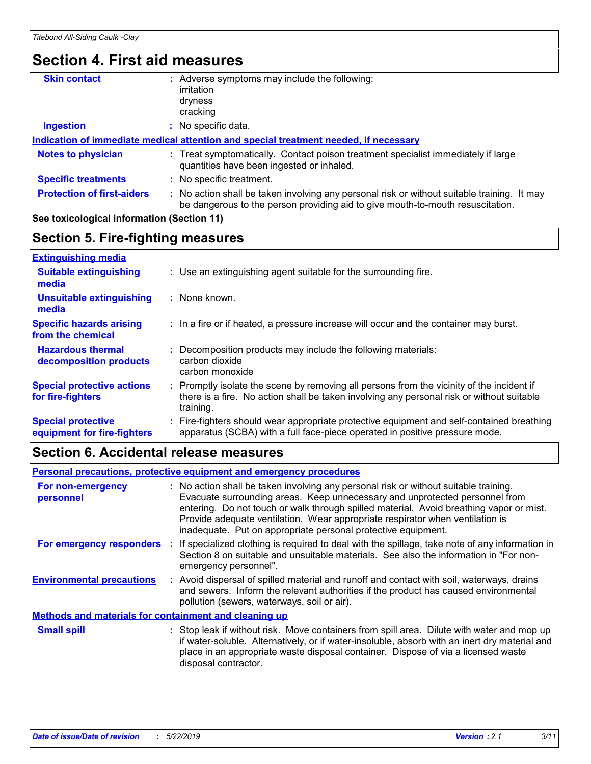## Section 4. First aid measures

| | |
|---|---|
| **Skin contact** | : Adverse symptoms may include the following:<br>irritation<br>dryness<br>cracking |
| **Ingestion** | : No specific data. |

**Indication of immediate medical attention and special treatment needed, if necessary**

| | |
|---|---|
| **Notes to physician** | : Treat symptomatically. Contact poison treatment specialist immediately if large quantities have been ingested or inhaled. |
| **Specific treatments** | : No specific treatment. |
| **Protection of first-aiders** | : No action shall be taken involving any personal risk or without suitable training. It may be dangerous to the person providing aid to give mouth-to-mouth resuscitation. |

**See toxicological information (Section 11)**

## Section 5. Fire-fighting measures

**Extinguishing media**

| | |
|---|---|
| **Suitable extinguishing media** | : Use an extinguishing agent suitable for the surrounding fire. |
| **Unsuitable extinguishing media** | : None known. |
| **Specific hazards arising from the chemical** | : In a fire or if heated, a pressure increase will occur and the container may burst. |
| **Hazardous thermal decomposition products** | : Decomposition products may include the following materials:<br>carbon dioxide<br>carbon monoxide |
| **Special protective actions for fire-fighters** | : Promptly isolate the scene by removing all persons from the vicinity of the incident if there is a fire. No action shall be taken involving any personal risk or without suitable training. |
| **Special protective equipment for fire-fighters** | : Fire-fighters should wear appropriate protective equipment and self-contained breathing apparatus (SCBA) with a full face-piece operated in positive pressure mode. |

## Section 6. Accidental release measures

**Personal precautions, protective equipment and emergency procedures**

| | |
|---|---|
| **For non-emergency personnel** | : No action shall be taken involving any personal risk or without suitable training. Evacuate surrounding areas. Keep unnecessary and unprotected personnel from entering. Do not touch or walk through spilled material. Avoid breathing vapor or mist. Provide adequate ventilation. Wear appropriate respirator when ventilation is inadequate. Put on appropriate personal protective equipment. |
| **For emergency responders** | : If specialized clothing is required to deal with the spillage, take note of any information in Section 8 on suitable and unsuitable materials. See also the information in "For non-emergency personnel". |
| **Environmental precautions** | : Avoid dispersal of spilled material and runoff and contact with soil, waterways, drains and sewers. Inform the relevant authorities if the product has caused environmental pollution (sewers, waterways, soil or air). |

**Methods and materials for containment and cleaning up**

| | |
|---|---|
| **Small spill** | : Stop leak if without risk. Move containers from spill area. Dilute with water and mop up if water-soluble. Alternatively, or if water-insoluble, absorb with an inert dry material and place in an appropriate waste disposal container. Dispose of via a licensed waste disposal contractor. |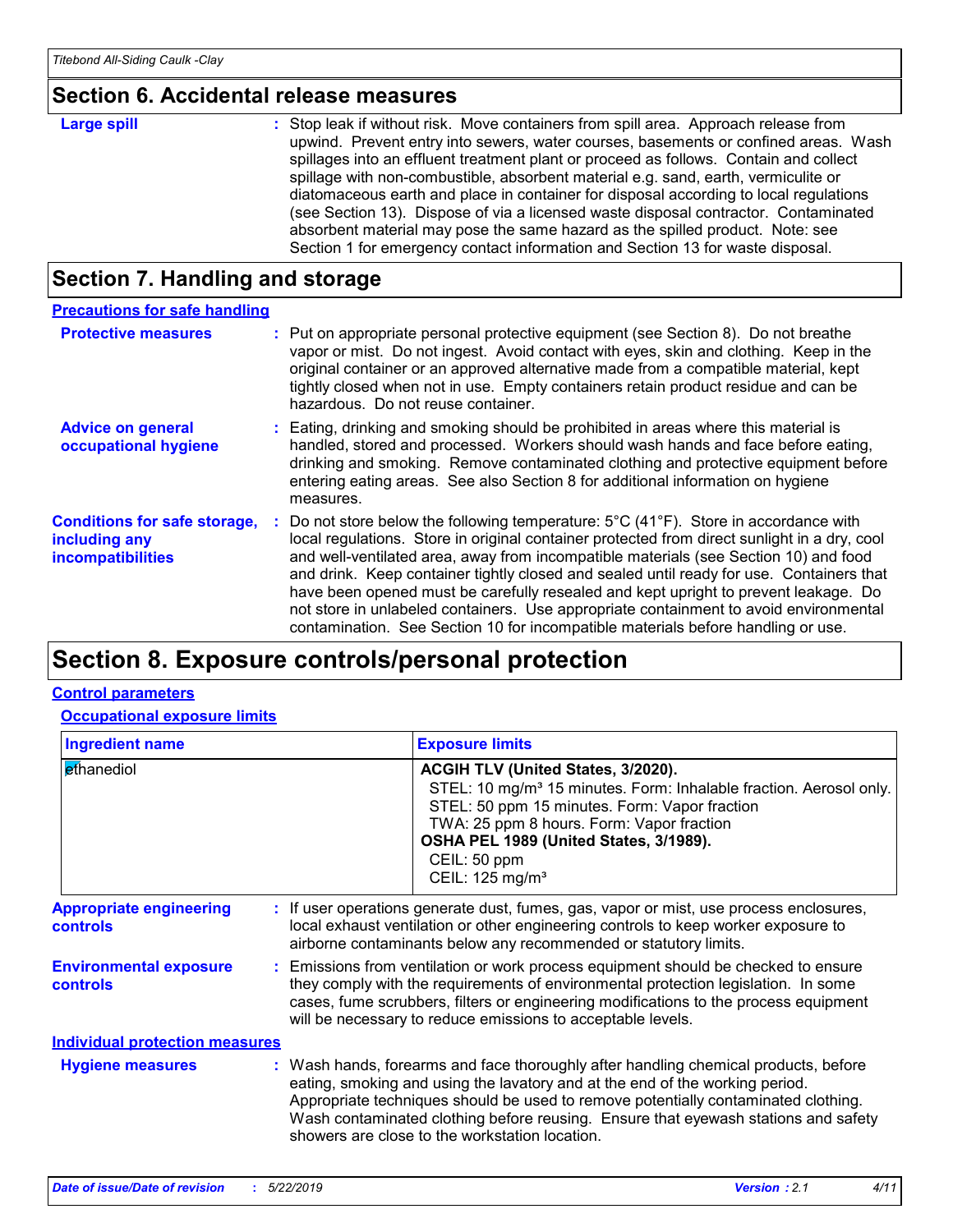## Section 6. Accidental release measures

**Large spill** : Stop leak if without risk. Move containers from spill area. Approach release from upwind. Prevent entry into sewers, water courses, basements or confined areas. Wash spillages into an effluent treatment plant or proceed as follows. Contain and collect spillage with non-combustible, absorbent material e.g. sand, earth, vermiculite or diatomaceous earth and place in container for disposal according to local regulations (see Section 13). Dispose of via a licensed waste disposal contractor. Contaminated absorbent material may pose the same hazard as the spilled product. Note: see Section 1 for emergency contact information and Section 13 for waste disposal.

## Section 7. Handling and storage

### Precautions for safe handling

**Protective measures** : Put on appropriate personal protective equipment (see Section 8). Do not breathe vapor or mist. Do not ingest. Avoid contact with eyes, skin and clothing. Keep in the original container or an approved alternative made from a compatible material, kept tightly closed when not in use. Empty containers retain product residue and can be hazardous. Do not reuse container.

**Advice on general occupational hygiene** : Eating, drinking and smoking should be prohibited in areas where this material is handled, stored and processed. Workers should wash hands and face before eating, drinking and smoking. Remove contaminated clothing and protective equipment before entering eating areas. See also Section 8 for additional information on hygiene measures.

**Conditions for safe storage, including any incompatibilities** : Do not store below the following temperature: 5°C (41°F). Store in accordance with local regulations. Store in original container protected from direct sunlight in a dry, cool and well-ventilated area, away from incompatible materials (see Section 10) and food and drink. Keep container tightly closed and sealed until ready for use. Containers that have been opened must be carefully resealed and kept upright to prevent leakage. Do not store in unlabeled containers. Use appropriate containment to avoid environmental contamination. See Section 10 for incompatible materials before handling or use.

## Section 8. Exposure controls/personal protection

### Control parameters

#### Occupational exposure limits

| Ingredient name | Exposure limits |
|---|---|
| ethanediol | **ACGIH TLV (United States, 3/2020).**<br>STEL: 10 mg/m³ 15 minutes. Form: Inhalable fraction. Aerosol only.<br>STEL: 50 ppm 15 minutes. Form: Vapor fraction<br>TWA: 25 ppm 8 hours. Form: Vapor fraction<br>**OSHA PEL 1989 (United States, 3/1989).**<br>CEIL: 50 ppm<br>CEIL: 125 mg/m³ |

**Appropriate engineering controls** : If user operations generate dust, fumes, gas, vapor or mist, use process enclosures, local exhaust ventilation or other engineering controls to keep worker exposure to airborne contaminants below any recommended or statutory limits.

**Environmental exposure controls** : Emissions from ventilation or work process equipment should be checked to ensure they comply with the requirements of environmental protection legislation. In some cases, fume scrubbers, filters or engineering modifications to the process equipment will be necessary to reduce emissions to acceptable levels.

### Individual protection measures

**Hygiene measures** : Wash hands, forearms and face thoroughly after handling chemical products, before eating, smoking and using the lavatory and at the end of the working period. Appropriate techniques should be used to remove potentially contaminated clothing. Wash contaminated clothing before reusing. Ensure that eyewash stations and safety showers are close to the workstation location.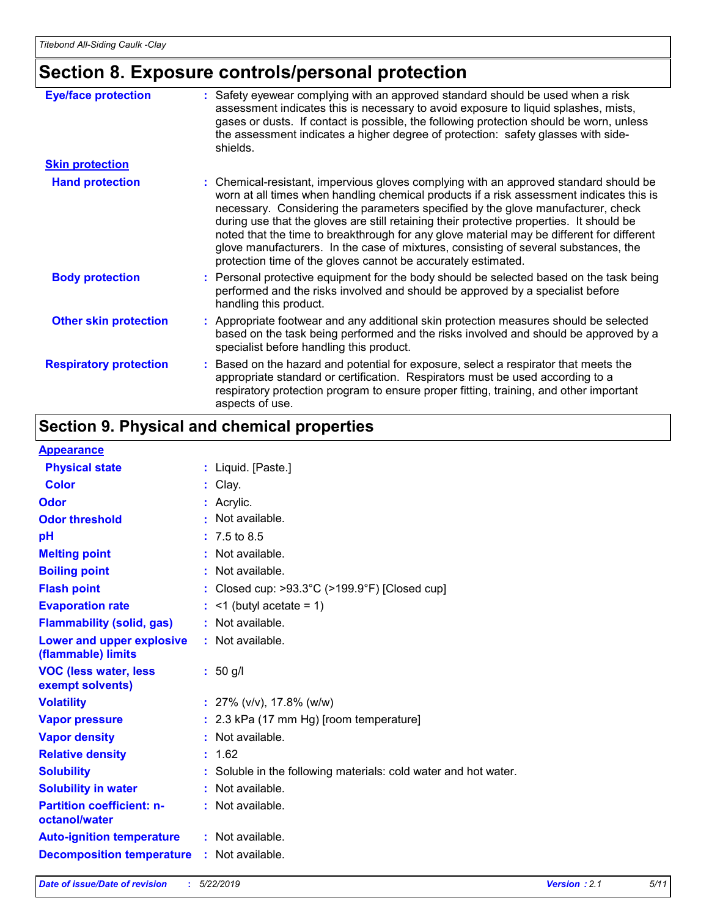## Section 8. Exposure controls/personal protection

| | |
|---|---|
| **Eye/face protection** | Safety eyewear complying with an approved standard should be used when a risk assessment indicates this is necessary to avoid exposure to liquid splashes, mists, gases or dusts. If contact is possible, the following protection should be worn, unless the assessment indicates a higher degree of protection: safety glasses with side-shields. |
| **Skin protection** | |
| **Hand protection** | Chemical-resistant, impervious gloves complying with an approved standard should be worn at all times when handling chemical products if a risk assessment indicates this is necessary. Considering the parameters specified by the glove manufacturer, check during use that the gloves are still retaining their protective properties. It should be noted that the time to breakthrough for any glove material may be different for different glove manufacturers. In the case of mixtures, consisting of several substances, the protection time of the gloves cannot be accurately estimated. |
| **Body protection** | Personal protective equipment for the body should be selected based on the task being performed and the risks involved and should be approved by a specialist before handling this product. |
| **Other skin protection** | Appropriate footwear and any additional skin protection measures should be selected based on the task being performed and the risks involved and should be approved by a specialist before handling this product. |
| **Respiratory protection** | Based on the hazard and potential for exposure, select a respirator that meets the appropriate standard or certification. Respirators must be used according to a respiratory protection program to ensure proper fitting, training, and other important aspects of use. |

## Section 9. Physical and chemical properties

| | |
|---|---|
| **Appearance** | |
| **Physical state** | Liquid. [Paste.] |
| **Color** | Clay. |
| **Odor** | Acrylic. |
| **Odor threshold** | Not available. |
| **pH** | 7.5 to 8.5 |
| **Melting point** | Not available. |
| **Boiling point** | Not available. |
| **Flash point** | Closed cup: >93.3°C (>199.9°F) [Closed cup] |
| **Evaporation rate** | <1 (butyl acetate = 1) |
| **Flammability (solid, gas)** | Not available. |
| **Lower and upper explosive (flammable) limits** | Not available. |
| **VOC (less water, less exempt solvents)** | 50 g/l |
| **Volatility** | 27% (v/v), 17.8% (w/w) |
| **Vapor pressure** | 2.3 kPa (17 mm Hg) [room temperature] |
| **Vapor density** | Not available. |
| **Relative density** | 1.62 |
| **Solubility** | Soluble in the following materials: cold water and hot water. |
| **Solubility in water** | Not available. |
| **Partition coefficient: n-octanol/water** | Not available. |
| **Auto-ignition temperature** | Not available. |
| **Decomposition temperature** | Not available. |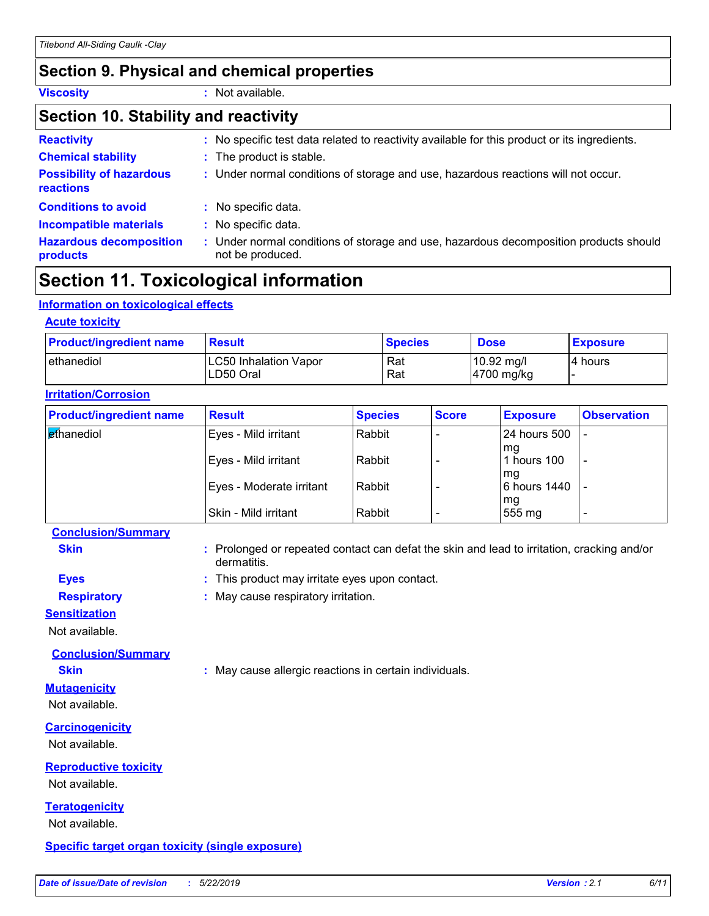## Section 9. Physical and chemical properties

**Viscosity** : Not available.

## Section 10. Stability and reactivity

**Reactivity** : No specific test data related to reactivity available for this product or its ingredients.

**Chemical stability** : The product is stable.

**Possibility of hazardous reactions** : Under normal conditions of storage and use, hazardous reactions will not occur.

**Conditions to avoid** : No specific data.

**Incompatible materials** : No specific data.

**Hazardous decomposition products** : Under normal conditions of storage and use, hazardous decomposition products should not be produced.

## Section 11. Toxicological information

### Information on toxicological effects

#### Acute toxicity

| Product/ingredient name | Result | Species | Dose | Exposure |
|---|---|---|---|---|
| ethanediol | LC50 Inhalation Vapor<br>LD50 Oral | Rat<br>Rat | 10.92 mg/l<br>4700 mg/kg | 4 hours<br>- |

#### Irritation/Corrosion

| Product/ingredient name | Result | Species | Score | Exposure | Observation |
|---|---|---|---|---|---|
| ethanediol | Eyes - Mild irritant | Rabbit | - | 24 hours 500 mg | - |
| | Eyes - Mild irritant | Rabbit | - | 1 hours 100 mg | - |
| | Eyes - Moderate irritant | Rabbit | - | 6 hours 1440 mg | - |
| | Skin - Mild irritant | Rabbit | - | 555 mg | - |

**Conclusion/Summary**

**Skin** : Prolonged or repeated contact can defat the skin and lead to irritation, cracking and/or dermatitis.

**Eyes** : This product may irritate eyes upon contact.

**Respiratory** : May cause respiratory irritation.

#### Sensitization

Not available.

**Conclusion/Summary**

**Skin** : May cause allergic reactions in certain individuals.

#### Mutagenicity

Not available.

#### Carcinogenicity

Not available.

#### Reproductive toxicity

Not available.

#### Teratogenicity

Not available.

#### Specific target organ toxicity (single exposure)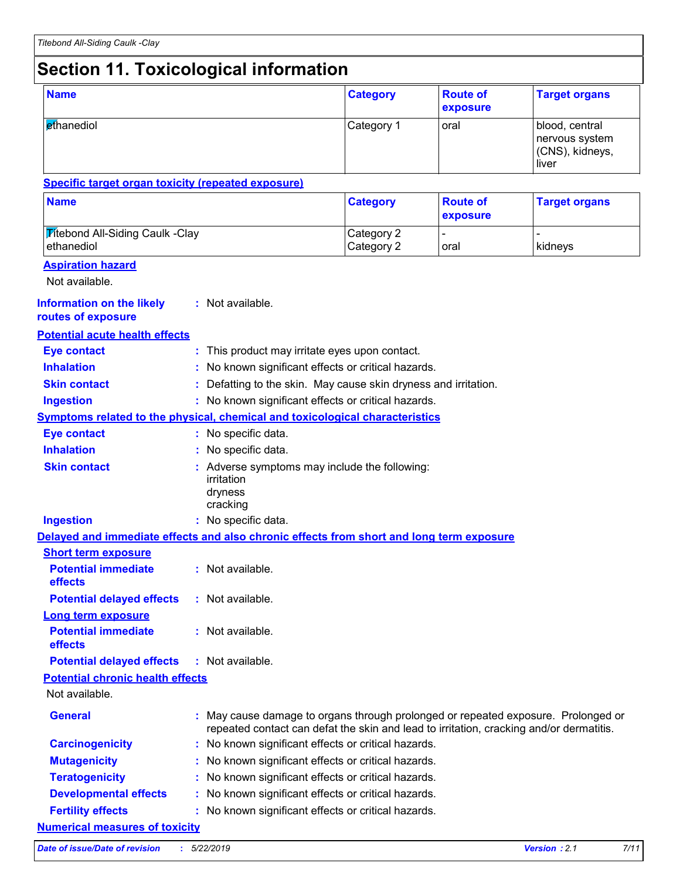# Section 11. Toxicological information

| Name | Category | Route of exposure | Target organs |
|---|---|---|---|
| ethanediol | Category 1 | oral | blood, central nervous system (CNS), kidneys, liver |

**Specific target organ toxicity (repeated exposure)**

| Name | Category | Route of exposure | Target organs |
|---|---|---|---|
| Titebond All-Siding Caulk -Clay | Category 2 | - | - |
| ethanediol | Category 2 | oral | kidneys |

**Aspiration hazard**

Not available.

**Information on the likely routes of exposure** : Not available.

**Potential acute health effects**

**Eye contact** : This product may irritate eyes upon contact.

**Inhalation** : No known significant effects or critical hazards.

**Skin contact** : Defatting to the skin. May cause skin dryness and irritation.

**Ingestion** : No known significant effects or critical hazards.

**Symptoms related to the physical, chemical and toxicological characteristics**

**Eye contact** : No specific data.

**Inhalation** : No specific data.

**Skin contact** : Adverse symptoms may include the following:
irritation
dryness
cracking

**Ingestion** : No specific data.

**Delayed and immediate effects and also chronic effects from short and long term exposure**

**Short term exposure**

**Potential immediate effects** : Not available.

**Potential delayed effects** : Not available.

**Long term exposure**

**Potential immediate effects** : Not available.

**Potential delayed effects** : Not available.

**Potential chronic health effects**

Not available.

**General** : May cause damage to organs through prolonged or repeated exposure. Prolonged or repeated contact can defat the skin and lead to irritation, cracking and/or dermatitis.

**Carcinogenicity** : No known significant effects or critical hazards.

**Mutagenicity** : No known significant effects or critical hazards.

**Teratogenicity** : No known significant effects or critical hazards.

**Developmental effects** : No known significant effects or critical hazards.

**Fertility effects** : No known significant effects or critical hazards.

**Numerical measures of toxicity**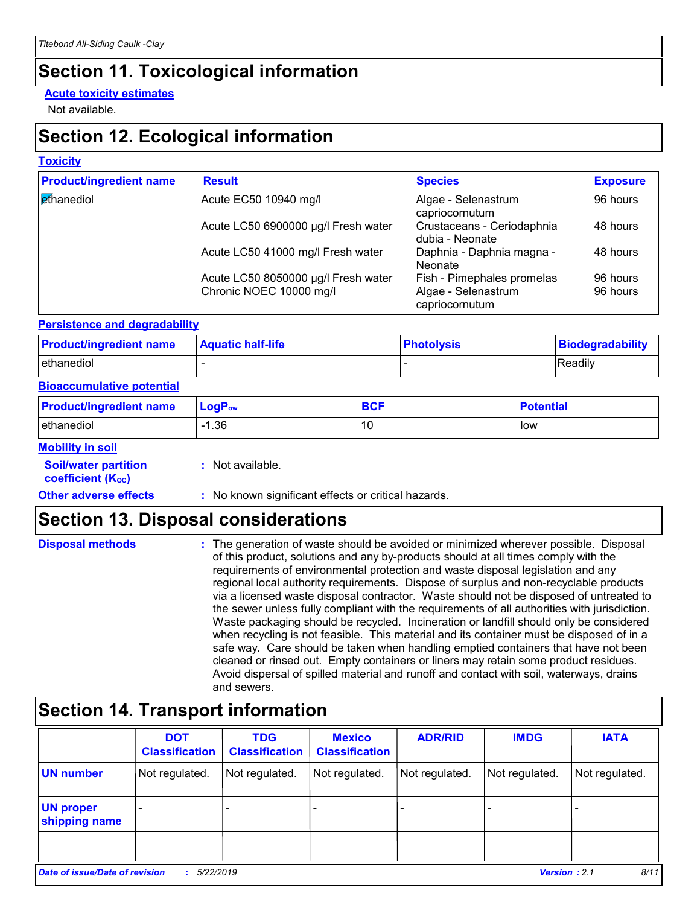## Section 11. Toxicological information

**Acute toxicity estimates**

Not available.

## Section 12. Ecological information

**Toxicity**

| Product/ingredient name | Result | Species | Exposure |
|---|---|---|---|
| ethanediol | Acute EC50 10940 mg/l | Algae - Selenastrum capriocornutum | 96 hours |
| | Acute LC50 6900000 µg/l Fresh water | Crustaceans - Ceriodaphnia dubia - Neonate | 48 hours |
| | Acute LC50 41000 mg/l Fresh water | Daphnia - Daphnia magna - Neonate | 48 hours |
| | Acute LC50 8050000 µg/l Fresh water | Fish - Pimephales promelas | 96 hours |
| | Chronic NOEC 10000 mg/l | Algae - Selenastrum capriocornutum | 96 hours |

**Persistence and degradability**

| Product/ingredient name | Aquatic half-life | Photolysis | Biodegradability |
|---|---|---|---|
| ethanediol | - | - | Readily |

**Bioaccumulative potential**

| Product/ingredient name | $LogP_{ow}$ | BCF | Potential |
|---|---|---|---|
| ethanediol | -1.36 | 10 | low |

**Mobility in soil**

**Soil/water partition coefficient ($K_{OC}$)** : Not available.

**Other adverse effects** : No known significant effects or critical hazards.

## Section 13. Disposal considerations

**Disposal methods** : The generation of waste should be avoided or minimized wherever possible. Disposal of this product, solutions and any by-products should at all times comply with the requirements of environmental protection and waste disposal legislation and any regional local authority requirements. Dispose of surplus and non-recyclable products via a licensed waste disposal contractor. Waste should not be disposed of untreated to the sewer unless fully compliant with the requirements of all authorities with jurisdiction. Waste packaging should be recycled. Incineration or landfill should only be considered when recycling is not feasible. This material and its container must be disposed of in a safe way. Care should be taken when handling emptied containers that have not been cleaned or rinsed out. Empty containers or liners may retain some product residues. Avoid dispersal of spilled material and runoff and contact with soil, waterways, drains and sewers.

## Section 14. Transport information

| | DOT Classification | TDG Classification | Mexico Classification | ADR/RID | IMDG | IATA |
|---|---|---|---|---|---|---|
| UN number | Not regulated. | Not regulated. | Not regulated. | Not regulated. | Not regulated. | Not regulated. |
| UN proper shipping name | - | - | - | - | - | - |
| | | | | | | |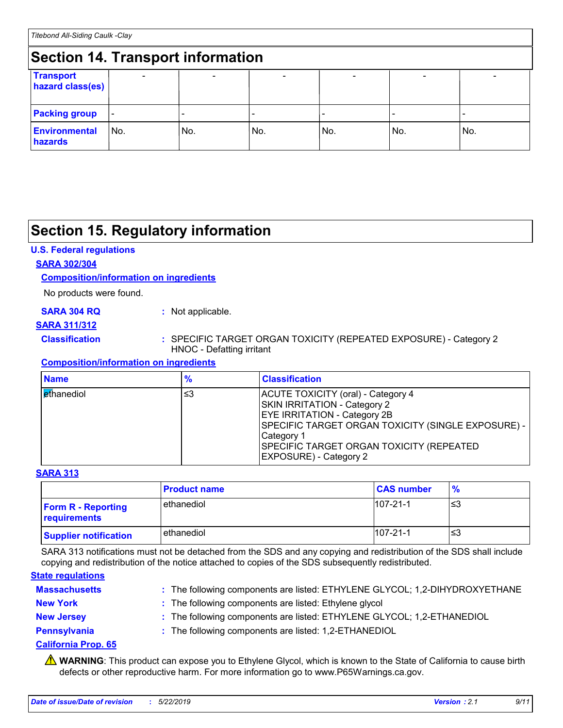## Section 14. Transport information

| Transport hazard class(es) | - | - | - | - | - | - |
| --- | --- | --- | --- | --- | --- | --- |
| Packing group | - | - | - | - | - | - |
| Environmental hazards | No. | No. | No. | No. | No. | No. |

## Section 15. Regulatory information

**U.S. Federal regulations**

**SARA 302/304**

**Composition/information on ingredients**

No products were found.

**SARA 304 RQ** : Not applicable.

**SARA 311/312**

**Classification** : SPECIFIC TARGET ORGAN TOXICITY (REPEATED EXPOSURE) - Category 2
HNOC - Defatting irritant

**Composition/information on ingredients**

| Name | % | Classification |
| --- | --- | --- |
| ethanediol | ≤3 | ACUTE TOXICITY (oral) - Category 4<br>SKIN IRRITATION - Category 2<br>EYE IRRITATION - Category 2B<br>SPECIFIC TARGET ORGAN TOXICITY (SINGLE EXPOSURE) - Category 1<br>SPECIFIC TARGET ORGAN TOXICITY (REPEATED EXPOSURE) - Category 2 |

**SARA 313**

| | Product name | CAS number | % |
| --- | --- | --- | --- |
| Form R - Reporting requirements | ethanediol | 107-21-1 | ≤3 |
| Supplier notification | ethanediol | 107-21-1 | ≤3 |

SARA 313 notifications must not be detached from the SDS and any copying and redistribution of the SDS shall include copying and redistribution of the notice attached to copies of the SDS subsequently redistributed.

**State regulations**

**Massachusetts** : The following components are listed: ETHYLENE GLYCOL; 1,2-DIHYDROXYETHANE

**New York** : The following components are listed: Ethylene glycol

**New Jersey** : The following components are listed: ETHYLENE GLYCOL; 1,2-ETHANEDIOL

**Pennsylvania** : The following components are listed: 1,2-ETHANEDIOL

**California Prop. 65**

⚠ **WARNING**: This product can expose you to Ethylene Glycol, which is known to the State of California to cause birth defects or other reproductive harm. For more information go to www.P65Warnings.ca.gov.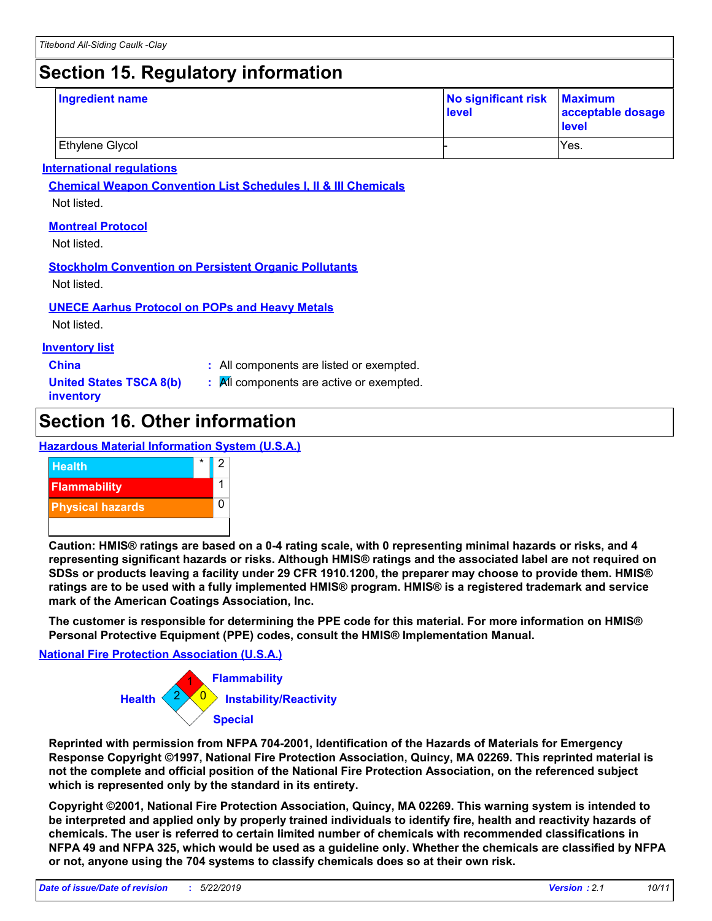## Section 15. Regulatory information

| Ingredient name | No significant risk level | Maximum acceptable dosage level |
| --- | --- | --- |
| Ethylene Glycol | - | Yes. |

**International regulations**

**Chemical Weapon Convention List Schedules I, II & III Chemicals**

Not listed.

**Montreal Protocol**

Not listed.

**Stockholm Convention on Persistent Organic Pollutants**

Not listed.

**UNECE Aarhus Protocol on POPs and Heavy Metals**

Not listed.

**Inventory list**

**China** : All components are listed or exempted.

**United States TSCA 8(b) inventory** : All components are active or exempted.

## Section 16. Other information

**Hazardous Material Information System (U.S.A.)**

| | | |
| --- | --- | --- |
| Health | * | 2 |
| Flammability | | 1 |
| Physical hazards | | 0 |

**Caution: HMIS® ratings are based on a 0-4 rating scale, with 0 representing minimal hazards or risks, and 4 representing significant hazards or risks. Although HMIS® ratings and the associated label are not required on SDSs or products leaving a facility under 29 CFR 1910.1200, the preparer may choose to provide them. HMIS® ratings are to be used with a fully implemented HMIS® program. HMIS® is a registered trademark and service mark of the American Coatings Association, Inc.**

**The customer is responsible for determining the PPE code for this material. For more information on HMIS® Personal Protective Equipment (PPE) codes, consult the HMIS® Implementation Manual.**

**National Fire Protection Association (U.S.A.)**

Health: 2
Flammability: 1
Instability/Reactivity: 0
Special:

**Reprinted with permission from NFPA 704-2001, Identification of the Hazards of Materials for Emergency Response Copyright ©1997, National Fire Protection Association, Quincy, MA 02269. This reprinted material is not the complete and official position of the National Fire Protection Association, on the referenced subject which is represented only by the standard in its entirety.**

**Copyright ©2001, National Fire Protection Association, Quincy, MA 02269. This warning system is intended to be interpreted and applied only by properly trained individuals to identify fire, health and reactivity hazards of chemicals. The user is referred to certain limited number of chemicals with recommended classifications in NFPA 49 and NFPA 325, which would be used as a guideline only. Whether the chemicals are classified by NFPA or not, anyone using the 704 systems to classify chemicals does so at their own risk.**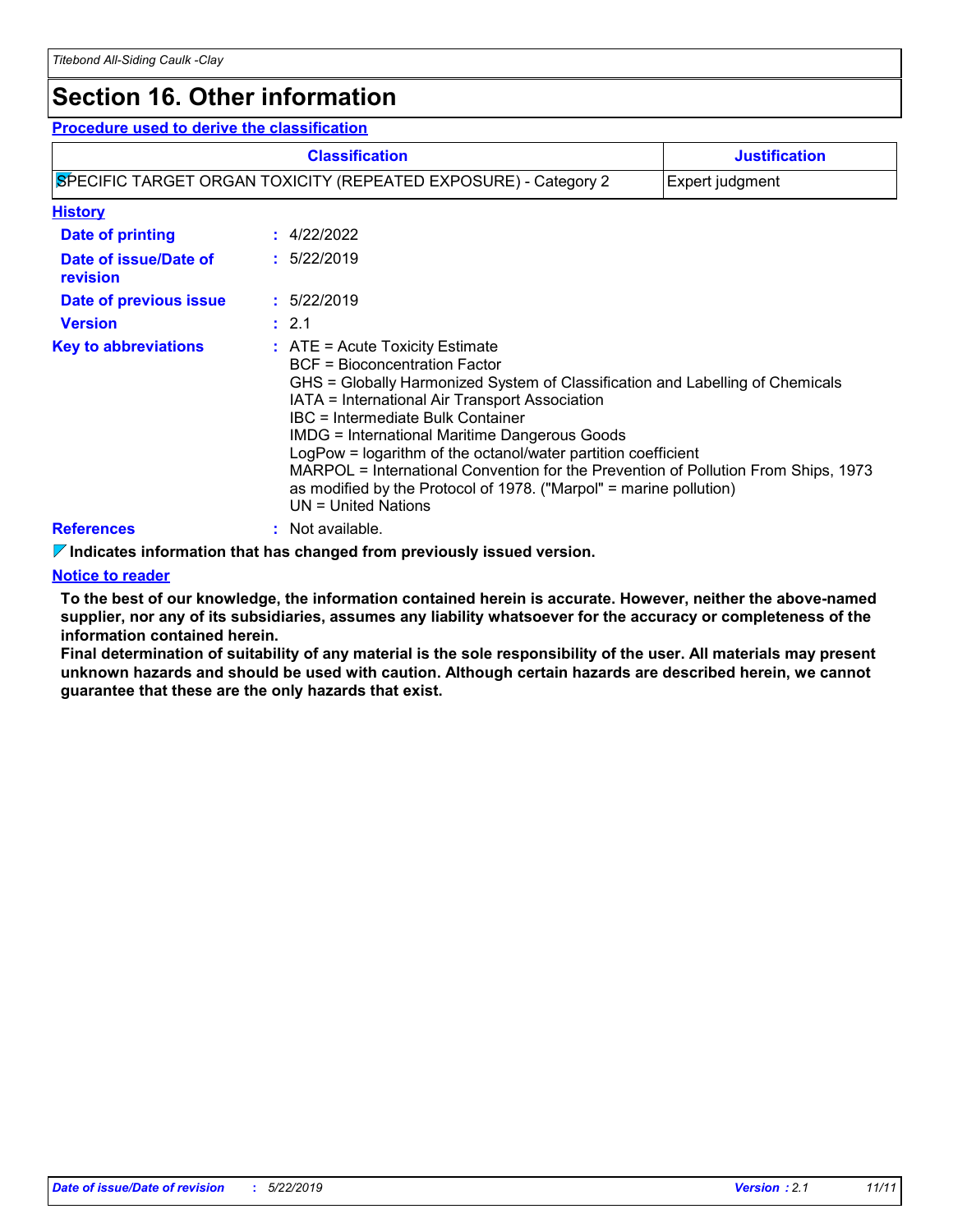# Section 16. Other information

**Procedure used to derive the classification**

| Classification | Justification |
| --- | --- |
| SPECIFIC TARGET ORGAN TOXICITY (REPEATED EXPOSURE) - Category 2 | Expert judgment |

**History**

**Date of printing** : 4/22/2022

**Date of issue/Date of revision** : 5/22/2019

**Date of previous issue** : 5/22/2019

**Version** : 2.1

**Key to abbreviations** : ATE = Acute Toxicity Estimate
BCF = Bioconcentration Factor
GHS = Globally Harmonized System of Classification and Labelling of Chemicals
IATA = International Air Transport Association
IBC = Intermediate Bulk Container
IMDG = International Maritime Dangerous Goods
LogPow = logarithm of the octanol/water partition coefficient
MARPOL = International Convention for the Prevention of Pollution From Ships, 1973 as modified by the Protocol of 1978. ("Marpol" = marine pollution)
UN = United Nations

**References** : Not available.

**Indicates information that has changed from previously issued version.**

**Notice to reader**

**To the best of our knowledge, the information contained herein is accurate. However, neither the above-named supplier, nor any of its subsidiaries, assumes any liability whatsoever for the accuracy or completeness of the information contained herein.**
**Final determination of suitability of any material is the sole responsibility of the user. All materials may present unknown hazards and should be used with caution. Although certain hazards are described herein, we cannot guarantee that these are the only hazards that exist.**